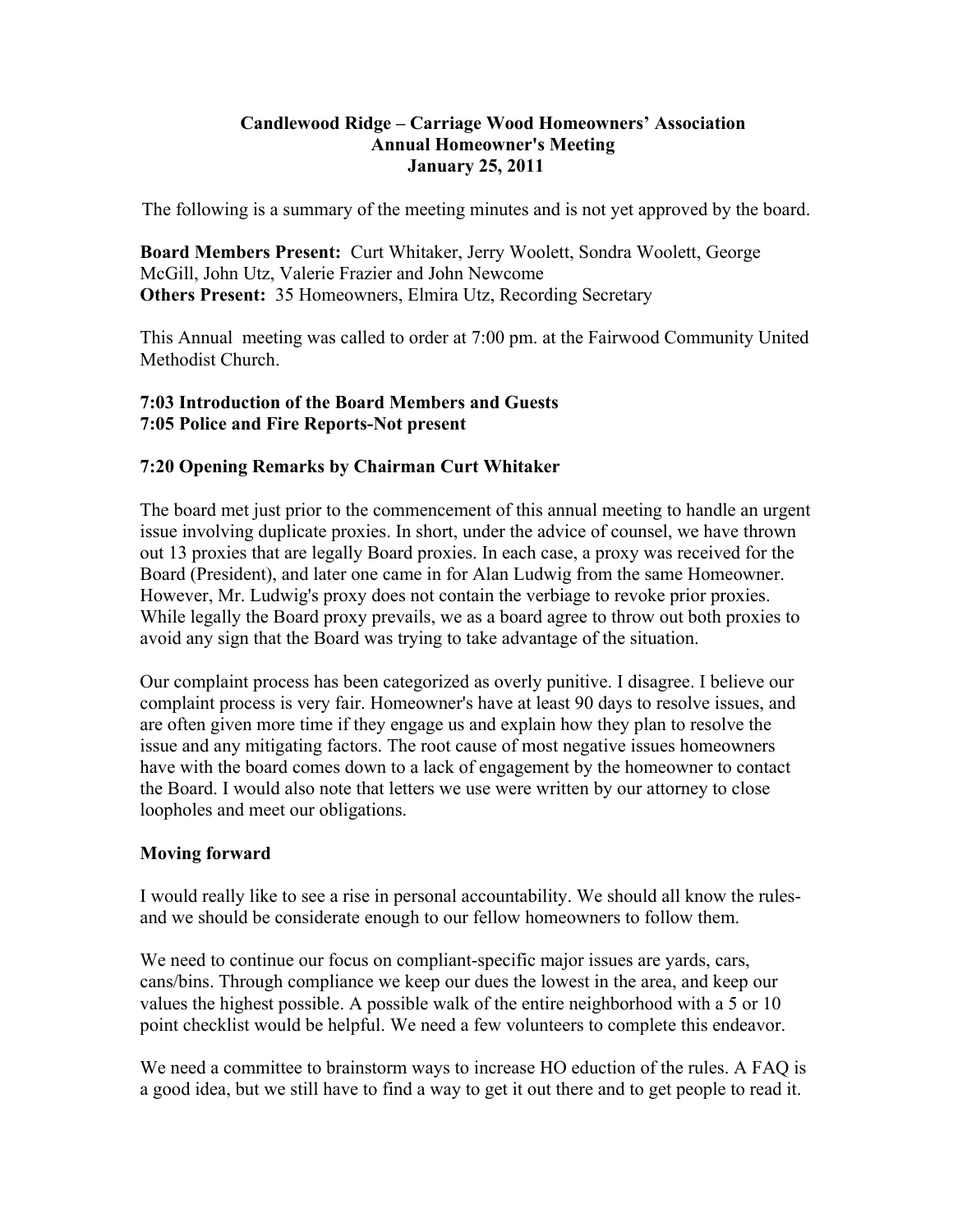**Candlewood Ridge – Carriage Wood Homeowners' Association**
**Annual Homeowner's Meeting**
**January 25, 2011**

The following is a summary of the meeting minutes and is not yet approved by the board.

**Board Members Present:** Curt Whitaker, Jerry Woolett, Sondra Woolett, George McGill, John Utz, Valerie Frazier and John Newcome
**Others Present:** 35 Homeowners, Elmira Utz, Recording Secretary

This Annual meeting was called to order at 7:00 pm. at the Fairwood Community United Methodist Church.

**7:03 Introduction of the Board Members and Guests**
**7:05 Police and Fire Reports-Not present**

**7:20 Opening Remarks by Chairman Curt Whitaker**

The board met just prior to the commencement of this annual meeting to handle an urgent issue involving duplicate proxies. In short, under the advice of counsel, we have thrown out 13 proxies that are legally Board proxies. In each case, a proxy was received for the Board (President), and later one came in for Alan Ludwig from the same Homeowner. However, Mr. Ludwig's proxy does not contain the verbiage to revoke prior proxies. While legally the Board proxy prevails, we as a board agree to throw out both proxies to avoid any sign that the Board was trying to take advantage of the situation.

Our complaint process has been categorized as overly punitive. I disagree. I believe our complaint process is very fair. Homeowner's have at least 90 days to resolve issues, and are often given more time if they engage us and explain how they plan to resolve the issue and any mitigating factors. The root cause of most negative issues homeowners have with the board comes down to a lack of engagement by the homeowner to contact the Board. I would also note that letters we use were written by our attorney to close loopholes and meet our obligations.

**Moving forward**

I would really like to see a rise in personal accountability. We should all know the rules- and we should be considerate enough to our fellow homeowners to follow them.

We need to continue our focus on compliant-specific major issues are yards, cars, cans/bins. Through compliance we keep our dues the lowest in the area, and keep our values the highest possible. A possible walk of the entire neighborhood with a 5 or 10 point checklist would be helpful. We need a few volunteers to complete this endeavor.

We need a committee to brainstorm ways to increase HO eduction of the rules. A FAQ is a good idea, but we still have to find a way to get it out there and to get people to read it.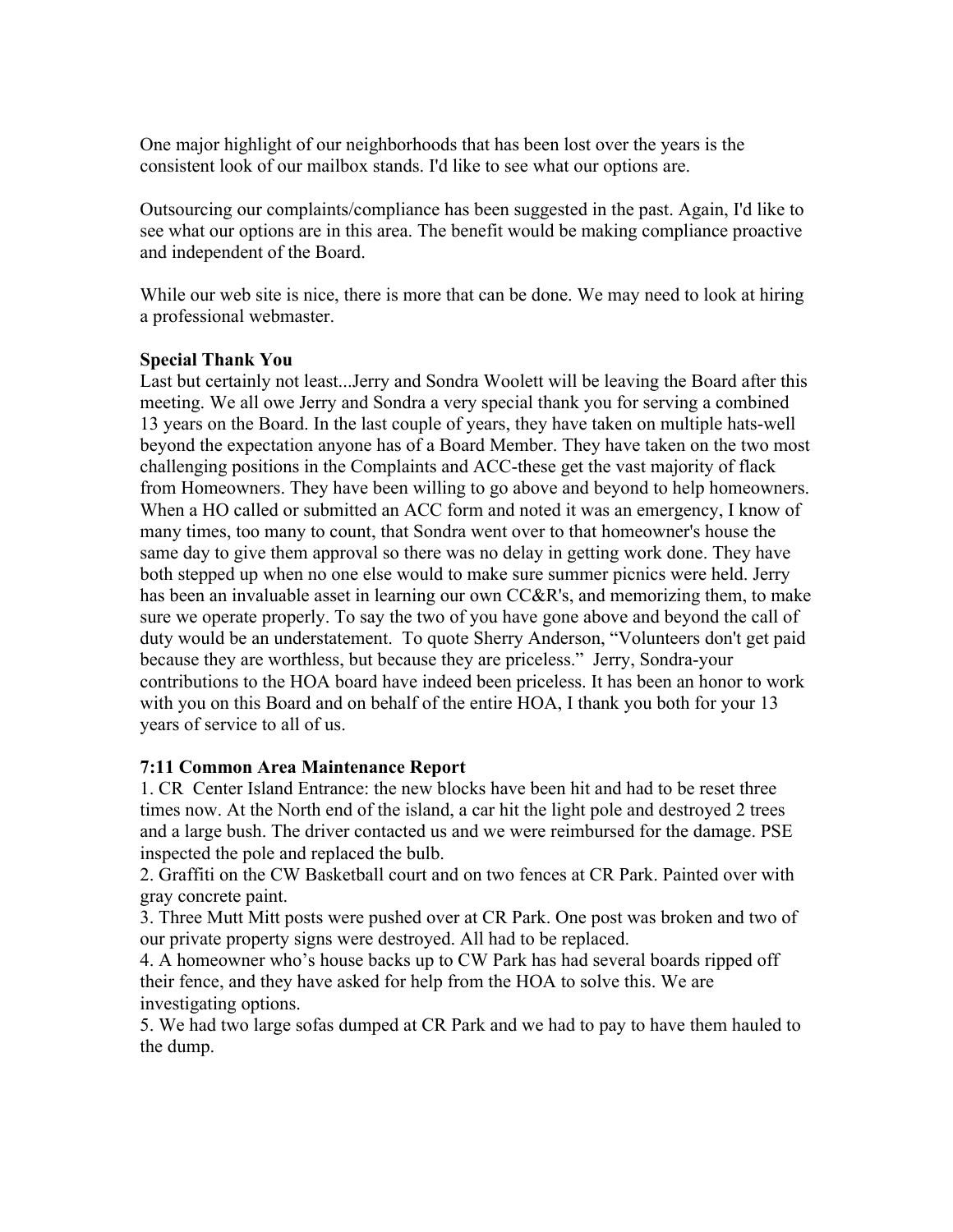One major highlight of our neighborhoods that has been lost over the years is the consistent look of our mailbox stands. I'd like to see what our options are.

Outsourcing our complaints/compliance has been suggested in the past. Again, I'd like to see what our options are in this area. The benefit would be making compliance proactive and independent of the Board.

While our web site is nice, there is more that can be done. We may need to look at hiring a professional webmaster.

**Special Thank You**

Last but certainly not least...Jerry and Sondra Woolett will be leaving the Board after this meeting. We all owe Jerry and Sondra a very special thank you for serving a combined 13 years on the Board. In the last couple of years, they have taken on multiple hats-well beyond the expectation anyone has of a Board Member. They have taken on the two most challenging positions in the Complaints and ACC-these get the vast majority of flack from Homeowners. They have been willing to go above and beyond to help homeowners. When a HO called or submitted an ACC form and noted it was an emergency, I know of many times, too many to count, that Sondra went over to that homeowner's house the same day to give them approval so there was no delay in getting work done. They have both stepped up when no one else would to make sure summer picnics were held. Jerry has been an invaluable asset in learning our own CC&R's, and memorizing them, to make sure we operate properly. To say the two of you have gone above and beyond the call of duty would be an understatement. To quote Sherry Anderson, "Volunteers don't get paid because they are worthless, but because they are priceless." Jerry, Sondra-your contributions to the HOA board have indeed been priceless. It has been an honor to work with you on this Board and on behalf of the entire HOA, I thank you both for your 13 years of service to all of us.

**7:11 Common Area Maintenance Report**

1. CR Center Island Entrance: the new blocks have been hit and had to be reset three times now. At the North end of the island, a car hit the light pole and destroyed 2 trees and a large bush. The driver contacted us and we were reimbursed for the damage. PSE inspected the pole and replaced the bulb.
2. Graffiti on the CW Basketball court and on two fences at CR Park. Painted over with gray concrete paint.
3. Three Mutt Mitt posts were pushed over at CR Park. One post was broken and two of our private property signs were destroyed. All had to be replaced.
4. A homeowner who's house backs up to CW Park has had several boards ripped off their fence, and they have asked for help from the HOA to solve this. We are investigating options.
5. We had two large sofas dumped at CR Park and we had to pay to have them hauled to the dump.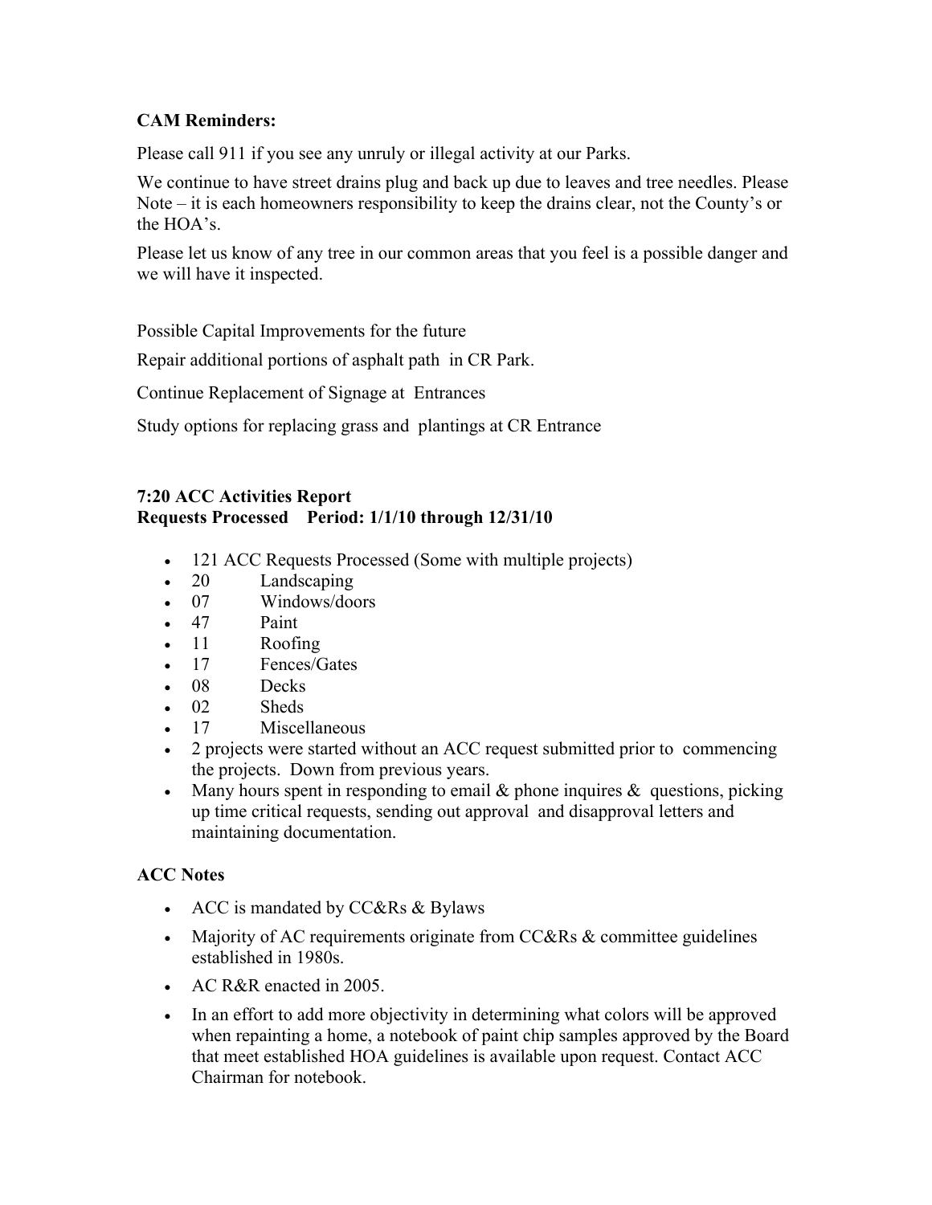**CAM Reminders:**

Please call 911 if you see any unruly or illegal activity at our Parks.

We continue to have street drains plug and back up due to leaves and tree needles. Please Note – it is each homeowners responsibility to keep the drains clear, not the County's or the HOA's.

Please let us know of any tree in our common areas that you feel is a possible danger and we will have it inspected.

Possible Capital Improvements for the future

Repair additional portions of asphalt path in CR Park.

Continue Replacement of Signage at Entrances

Study options for replacing grass and plantings at CR Entrance

**7:20 ACC Activities Report**
**Requests Processed Period: 1/1/10 through 12/31/10**

- 121 ACC Requests Processed (Some with multiple projects)
- 20 Landscaping
- 07 Windows/doors
- 47 Paint
- 11 Roofing
- 17 Fences/Gates
- 08 Decks
- 02 Sheds
- 17 Miscellaneous
- 2 projects were started without an ACC request submitted prior to commencing the projects. Down from previous years.
- Many hours spent in responding to email & phone inquires & questions, picking up time critical requests, sending out approval and disapproval letters and maintaining documentation.

**ACC Notes**

- ACC is mandated by CC&Rs & Bylaws
- Majority of AC requirements originate from CC&Rs & committee guidelines established in 1980s.
- AC R&R enacted in 2005.
- In an effort to add more objectivity in determining what colors will be approved when repainting a home, a notebook of paint chip samples approved by the Board that meet established HOA guidelines is available upon request. Contact ACC Chairman for notebook.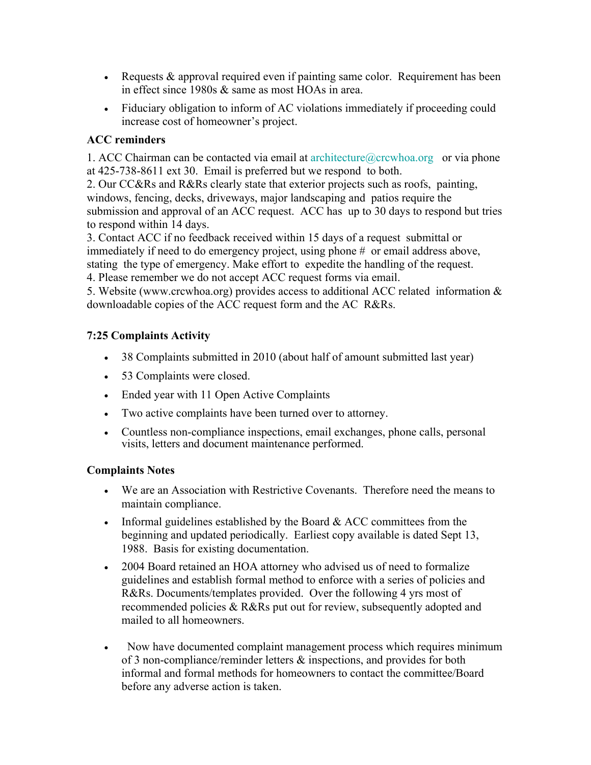- Requests & approval required even if painting same color. Requirement has been in effect since 1980s & same as most HOAs in area.
- Fiduciary obligation to inform of AC violations immediately if proceeding could increase cost of homeowner's project.

**ACC reminders**

1. ACC Chairman can be contacted via email at architecture@crcwhoa.org or via phone at 425-738-8611 ext 30. Email is preferred but we respond to both.
2. Our CC&Rs and R&Rs clearly state that exterior projects such as roofs, painting, windows, fencing, decks, driveways, major landscaping and patios require the submission and approval of an ACC request. ACC has up to 30 days to respond but tries to respond within 14 days.
3. Contact ACC if no feedback received within 15 days of a request submittal or immediately if need to do emergency project, using phone # or email address above, stating the type of emergency. Make effort to expedite the handling of the request.
4. Please remember we do not accept ACC request forms via email.
5. Website (www.crcwhoa.org) provides access to additional ACC related information & downloadable copies of the ACC request form and the AC R&Rs.

**7:25 Complaints Activity**

- 38 Complaints submitted in 2010 (about half of amount submitted last year)
- 53 Complaints were closed.
- Ended year with 11 Open Active Complaints
- Two active complaints have been turned over to attorney.
- Countless non-compliance inspections, email exchanges, phone calls, personal visits, letters and document maintenance performed.

**Complaints Notes**

- We are an Association with Restrictive Covenants. Therefore need the means to maintain compliance.
- Informal guidelines established by the Board & ACC committees from the beginning and updated periodically. Earliest copy available is dated Sept 13, 1988. Basis for existing documentation.
- 2004 Board retained an HOA attorney who advised us of need to formalize guidelines and establish formal method to enforce with a series of policies and R&Rs. Documents/templates provided. Over the following 4 yrs most of recommended policies & R&Rs put out for review, subsequently adopted and mailed to all homeowners.
- Now have documented complaint management process which requires minimum of 3 non-compliance/reminder letters & inspections, and provides for both informal and formal methods for homeowners to contact the committee/Board before any adverse action is taken.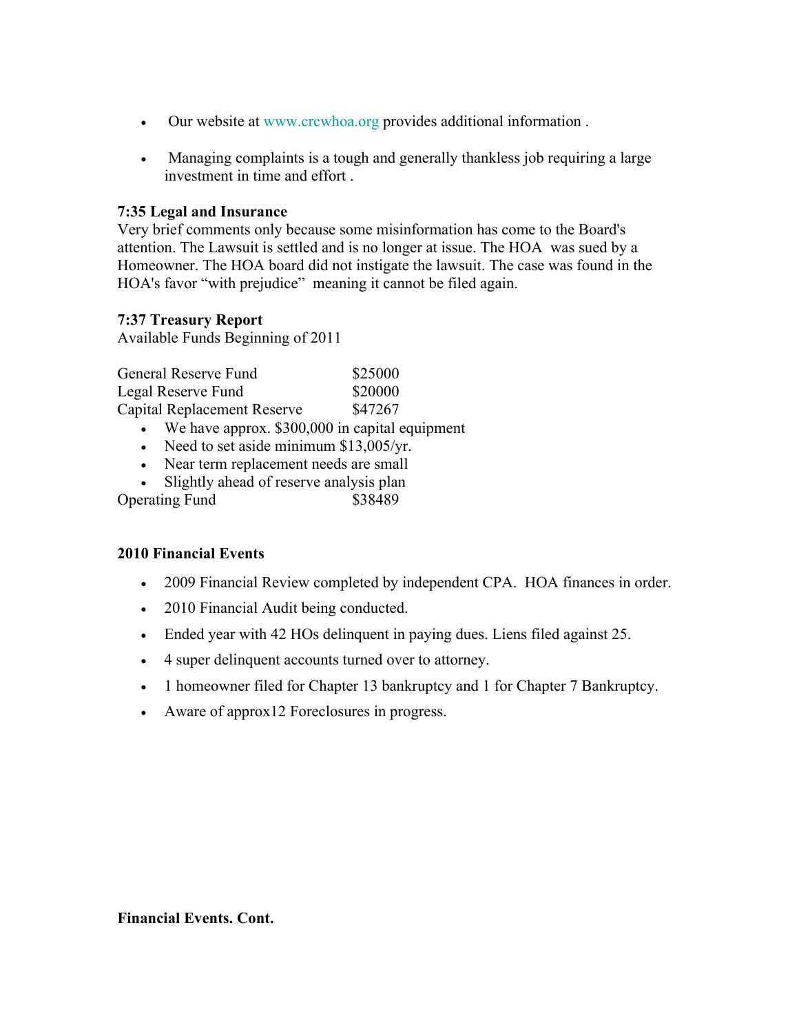- Our website at www.crcwhoa.org provides additional information .
- Managing complaints is a tough and generally thankless job requiring a large investment in time and effort .

**7:35 Legal and Insurance**

Very brief comments only because some misinformation has come to the Board's attention. The Lawsuit is settled and is no longer at issue. The HOA was sued by a Homeowner. The HOA board did not instigate the lawsuit. The case was found in the HOA's favor "with prejudice" meaning it cannot be filed again.

**7:37 Treasury Report**

Available Funds Beginning of 2011

| | |
|---|---|
| General Reserve Fund | $25000 |
| Legal Reserve Fund | $20000 |
| Capital Replacement Reserve | $47267 |

- We have approx. $300,000 in capital equipment
- Need to set aside minimum $13,005/yr.
- Near term replacement needs are small
- Slightly ahead of reserve analysis plan

| | |
|---|---|
| Operating Fund | $38489 |

**2010 Financial Events**

- 2009 Financial Review completed by independent CPA. HOA finances in order.
- 2010 Financial Audit being conducted.
- Ended year with 42 HOs delinquent in paying dues. Liens filed against 25.
- 4 super delinquent accounts turned over to attorney.
- 1 homeowner filed for Chapter 13 bankruptcy and 1 for Chapter 7 Bankruptcy.
- Aware of approx12 Foreclosures in progress.

**Financial Events. Cont.**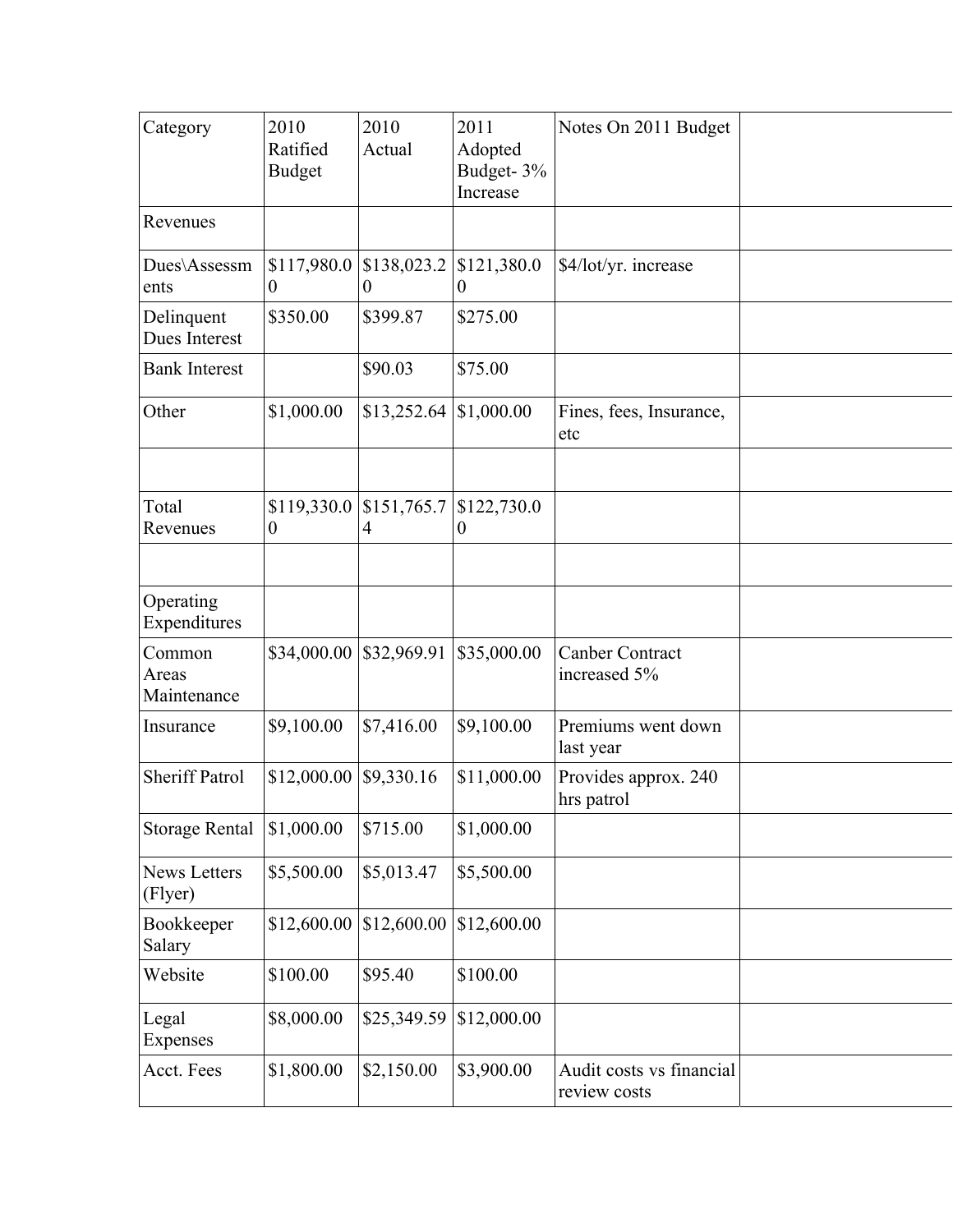| Category | 2010 Ratified Budget | 2010 Actual | 2011 Adopted Budget- 3% Increase | Notes On 2011 Budget | |
|---|---|---|---|---|---|
| Revenues | | | | | |
| Dues\Assessments | $117,980.00 | $138,023.20 | $121,380.00 | $4/lot/yr. increase | |
| Delinquent Dues Interest | $350.00 | $399.87 | $275.00 | | |
| Bank Interest | | $90.03 | $75.00 | | |
| Other | $1,000.00 | $13,252.64 | $1,000.00 | Fines, fees, Insurance, etc | |
| | | | | | |
| Total Revenues | $119,330.00 | $151,765.74 | $122,730.00 | | |
| | | | | | |
| Operating Expenditures | | | | | |
| Common Areas Maintenance | $34,000.00 | $32,969.91 | $35,000.00 | Canber Contract increased 5% | |
| Insurance | $9,100.00 | $7,416.00 | $9,100.00 | Premiums went down last year | |
| Sheriff Patrol | $12,000.00 | $9,330.16 | $11,000.00 | Provides approx. 240 hrs patrol | |
| Storage Rental | $1,000.00 | $715.00 | $1,000.00 | | |
| News Letters (Flyer) | $5,500.00 | $5,013.47 | $5,500.00 | | |
| Bookkeeper Salary | $12,600.00 | $12,600.00 | $12,600.00 | | |
| Website | $100.00 | $95.40 | $100.00 | | |
| Legal Expenses | $8,000.00 | $25,349.59 | $12,000.00 | | |
| Acct. Fees | $1,800.00 | $2,150.00 | $3,900.00 | Audit costs vs financial review costs | |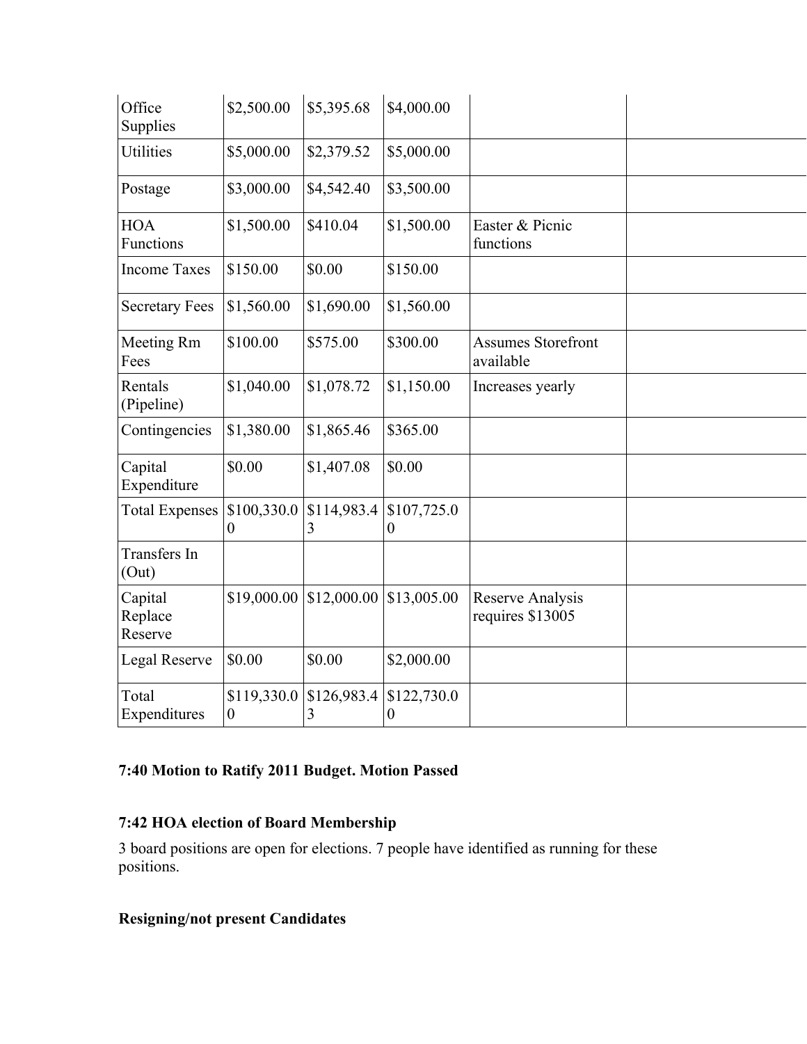| Office Supplies | $2,500.00 | $5,395.68 | $4,000.00 | | |
|---|---|---|---|---|---|
| Utilities | $5,000.00 | $2,379.52 | $5,000.00 | | |
| Postage | $3,000.00 | $4,542.40 | $3,500.00 | | |
| HOA Functions | $1,500.00 | $410.04 | $1,500.00 | Easter & Picnic functions | |
| Income Taxes | $150.00 | $0.00 | $150.00 | | |
| Secretary Fees | $1,560.00 | $1,690.00 | $1,560.00 | | |
| Meeting Rm Fees | $100.00 | $575.00 | $300.00 | Assumes Storefront available | |
| Rentals (Pipeline) | $1,040.00 | $1,078.72 | $1,150.00 | Increases yearly | |
| Contingencies | $1,380.00 | $1,865.46 | $365.00 | | |
| Capital Expenditure | $0.00 | $1,407.08 | $0.00 | | |
| Total Expenses | $100,330.00 | $114,983.43 | $107,725.00 | | |
| Transfers In (Out) | | | | | |
| Capital Replace Reserve | $19,000.00 | $12,000.00 | $13,005.00 | Reserve Analysis requires $13005 | |
| Legal Reserve | $0.00 | $0.00 | $2,000.00 | | |
| Total Expenditures | $119,330.00 | $126,983.43 | $122,730.00 | | |

**7:40 Motion to Ratify 2011 Budget. Motion Passed**

**7:42 HOA election of Board Membership**

3 board positions are open for elections. 7 people have identified as running for these positions.

**Resigning/not present Candidates**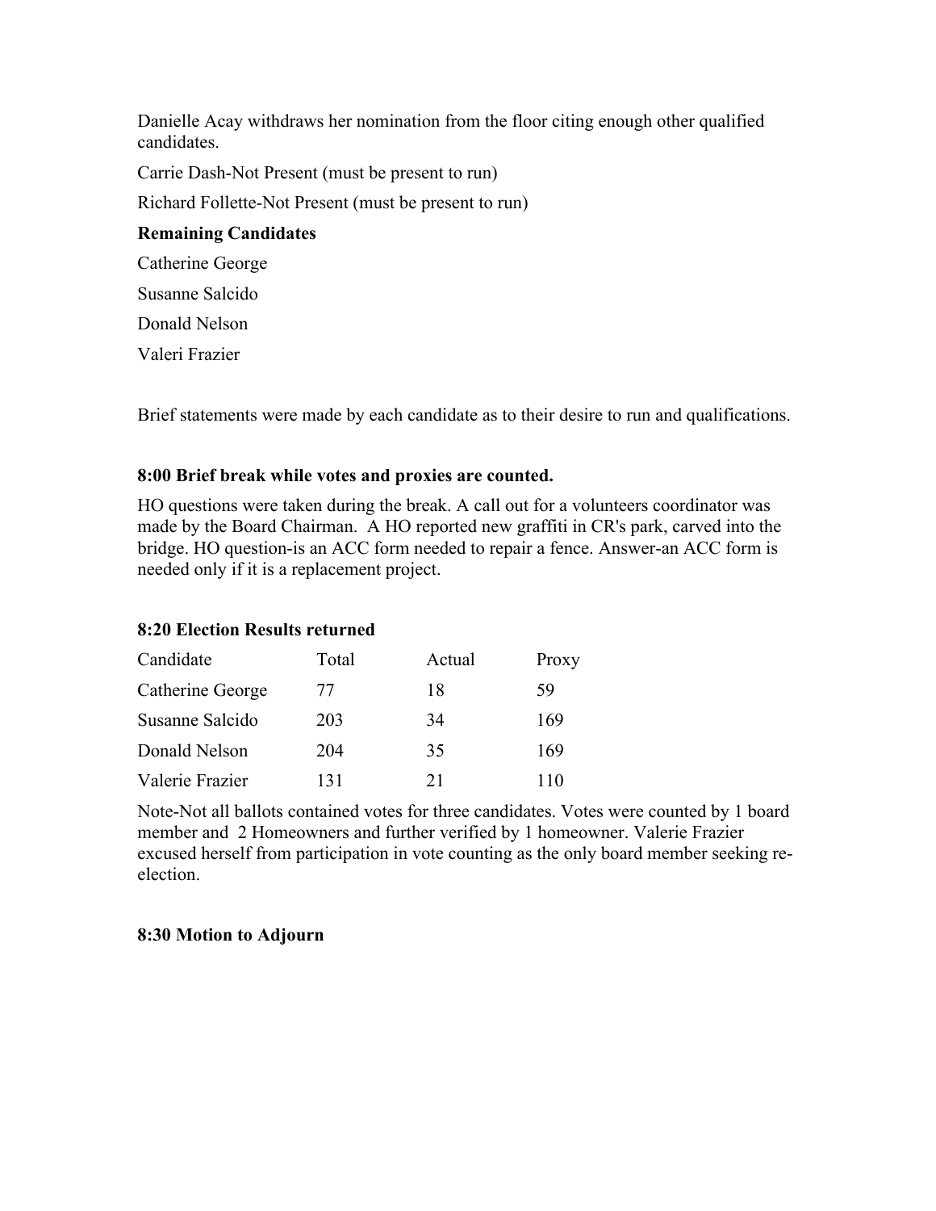Danielle Acay withdraws her nomination from the floor citing enough other qualified candidates.

Carrie Dash-Not Present (must be present to run)

Richard Follette-Not Present (must be present to run)

**Remaining Candidates**

Catherine George

Susanne Salcido

Donald Nelson

Valeri Frazier

Brief statements were made by each candidate as to their desire to run and qualifications.

**8:00 Brief break while votes and proxies are counted.**

HO questions were taken during the break. A call out for a volunteers coordinator was made by the Board Chairman. A HO reported new graffiti in CR's park, carved into the bridge. HO question-is an ACC form needed to repair a fence. Answer-an ACC form is needed only if it is a replacement project.

**8:20 Election Results returned**

| Candidate | Total | Actual | Proxy |
|---|---|---|---|
| Catherine George | 77 | 18 | 59 |
| Susanne Salcido | 203 | 34 | 169 |
| Donald Nelson | 204 | 35 | 169 |
| Valerie Frazier | 131 | 21 | 110 |

Note-Not all ballots contained votes for three candidates. Votes were counted by 1 board member and 2 Homeowners and further verified by 1 homeowner. Valerie Frazier excused herself from participation in vote counting as the only board member seeking re-election.

**8:30 Motion to Adjourn**